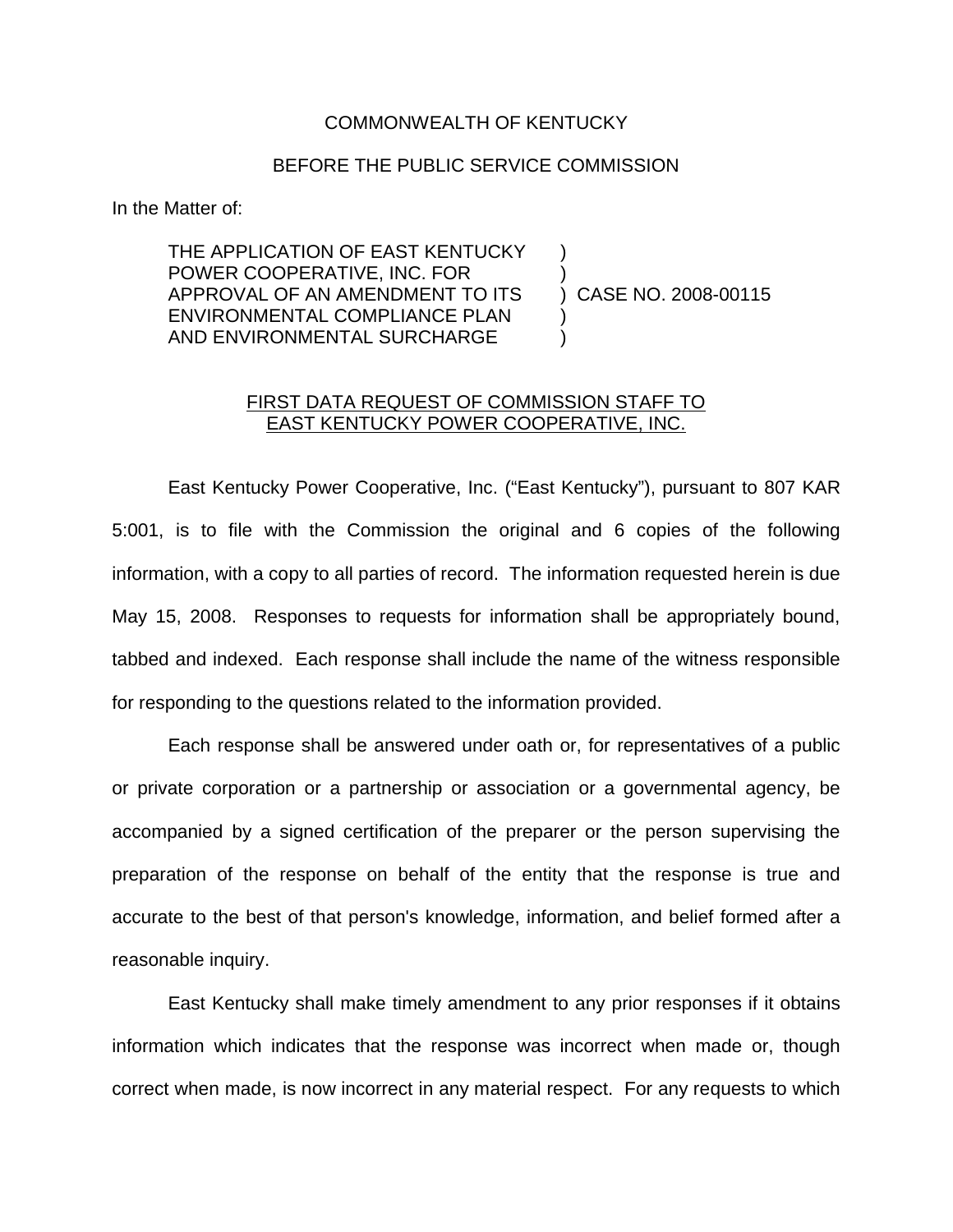COMMONWEALTH OF KENTUCKY

BEFORE THE PUBLIC SERVICE COMMISSION

In the Matter of:

| | | |
|---|---|---|
| THE APPLICATION OF EAST KENTUCKY POWER COOPERATIVE, INC. FOR APPROVAL OF AN AMENDMENT TO ITS ENVIRONMENTAL COMPLIANCE PLAN AND ENVIRONMENTAL SURCHARGE | ) | CASE NO. 2008-00115 |

FIRST DATA REQUEST OF COMMISSION STAFF TO EAST KENTUCKY POWER COOPERATIVE, INC.

East Kentucky Power Cooperative, Inc. ("East Kentucky"), pursuant to 807 KAR 5:001, is to file with the Commission the original and 6 copies of the following information, with a copy to all parties of record. The information requested herein is due May 15, 2008. Responses to requests for information shall be appropriately bound, tabbed and indexed. Each response shall include the name of the witness responsible for responding to the questions related to the information provided.

Each response shall be answered under oath or, for representatives of a public or private corporation or a partnership or association or a governmental agency, be accompanied by a signed certification of the preparer or the person supervising the preparation of the response on behalf of the entity that the response is true and accurate to the best of that person's knowledge, information, and belief formed after a reasonable inquiry.

East Kentucky shall make timely amendment to any prior responses if it obtains information which indicates that the response was incorrect when made or, though correct when made, is now incorrect in any material respect. For any requests to which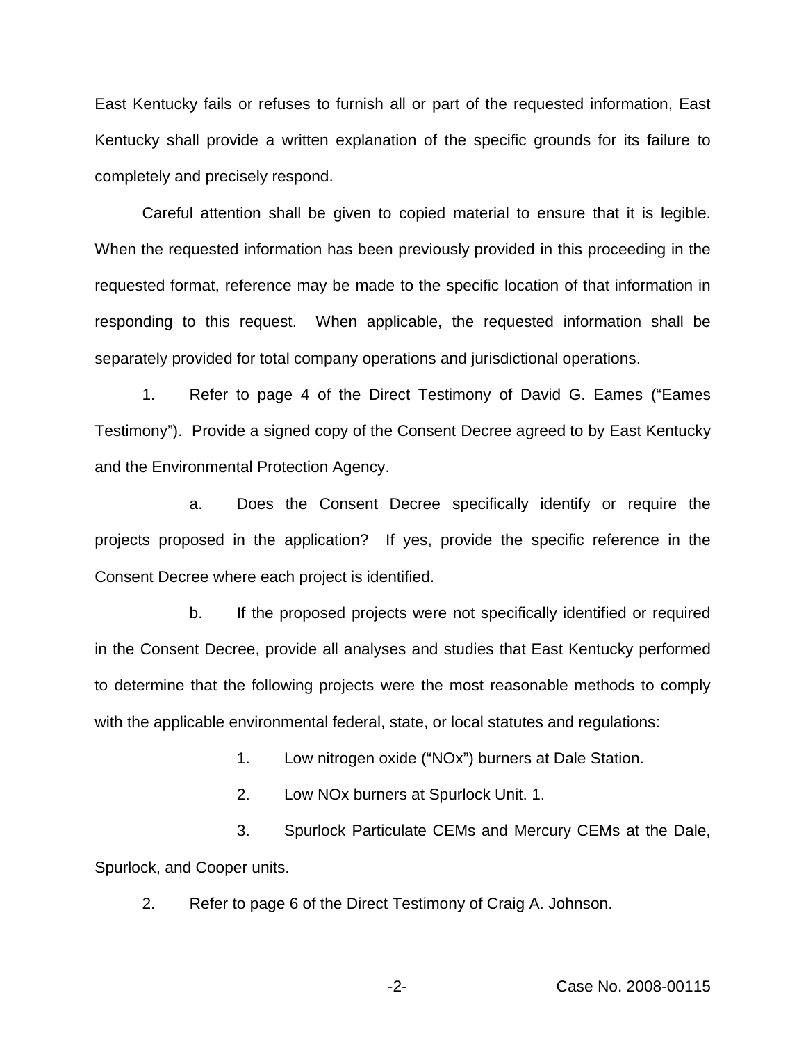East Kentucky fails or refuses to furnish all or part of the requested information, East Kentucky shall provide a written explanation of the specific grounds for its failure to completely and precisely respond.

Careful attention shall be given to copied material to ensure that it is legible. When the requested information has been previously provided in this proceeding in the requested format, reference may be made to the specific location of that information in responding to this request. When applicable, the requested information shall be separately provided for total company operations and jurisdictional operations.

1. Refer to page 4 of the Direct Testimony of David G. Eames ("Eames Testimony"). Provide a signed copy of the Consent Decree agreed to by East Kentucky and the Environmental Protection Agency.

   a. Does the Consent Decree specifically identify or require the projects proposed in the application? If yes, provide the specific reference in the Consent Decree where each project is identified.

   b. If the proposed projects were not specifically identified or required in the Consent Decree, provide all analyses and studies that East Kentucky performed to determine that the following projects were the most reasonable methods to comply with the applicable environmental federal, state, or local statutes and regulations:

      1. Low nitrogen oxide ("NOx") burners at Dale Station.

      2. Low NOx burners at Spurlock Unit. 1.

      3. Spurlock Particulate CEMs and Mercury CEMs at the Dale, Spurlock, and Cooper units.

2. Refer to page 6 of the Direct Testimony of Craig A. Johnson.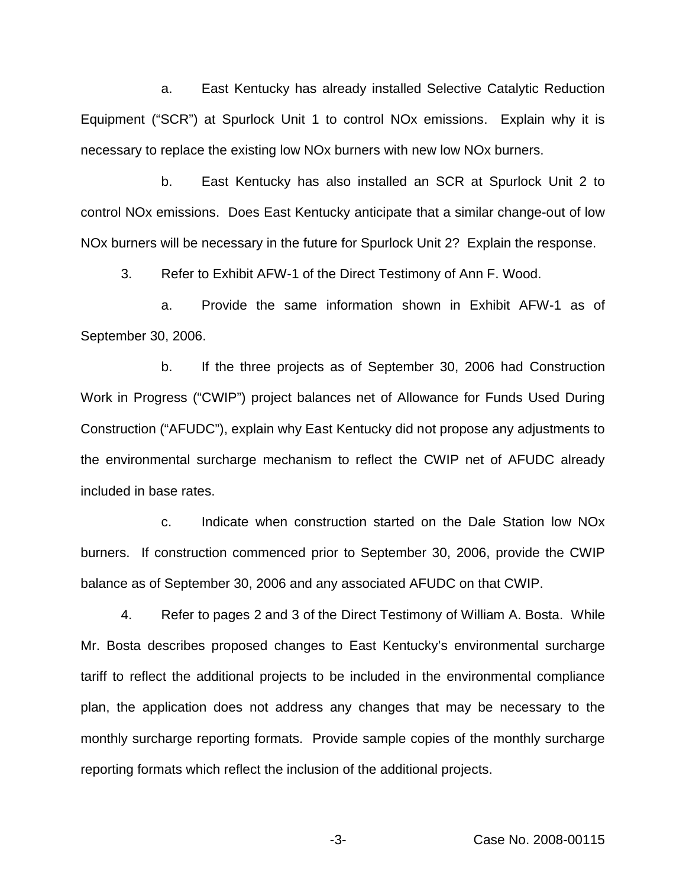a. East Kentucky has already installed Selective Catalytic Reduction Equipment ("SCR") at Spurlock Unit 1 to control NOx emissions. Explain why it is necessary to replace the existing low NOx burners with new low NOx burners.

b. East Kentucky has also installed an SCR at Spurlock Unit 2 to control NOx emissions. Does East Kentucky anticipate that a similar change-out of low NOx burners will be necessary in the future for Spurlock Unit 2? Explain the response.

3. Refer to Exhibit AFW-1 of the Direct Testimony of Ann F. Wood.

a. Provide the same information shown in Exhibit AFW-1 as of September 30, 2006.

b. If the three projects as of September 30, 2006 had Construction Work in Progress ("CWIP") project balances net of Allowance for Funds Used During Construction ("AFUDC"), explain why East Kentucky did not propose any adjustments to the environmental surcharge mechanism to reflect the CWIP net of AFUDC already included in base rates.

c. Indicate when construction started on the Dale Station low NOx burners. If construction commenced prior to September 30, 2006, provide the CWIP balance as of September 30, 2006 and any associated AFUDC on that CWIP.

4. Refer to pages 2 and 3 of the Direct Testimony of William A. Bosta. While Mr. Bosta describes proposed changes to East Kentucky's environmental surcharge tariff to reflect the additional projects to be included in the environmental compliance plan, the application does not address any changes that may be necessary to the monthly surcharge reporting formats. Provide sample copies of the monthly surcharge reporting formats which reflect the inclusion of the additional projects.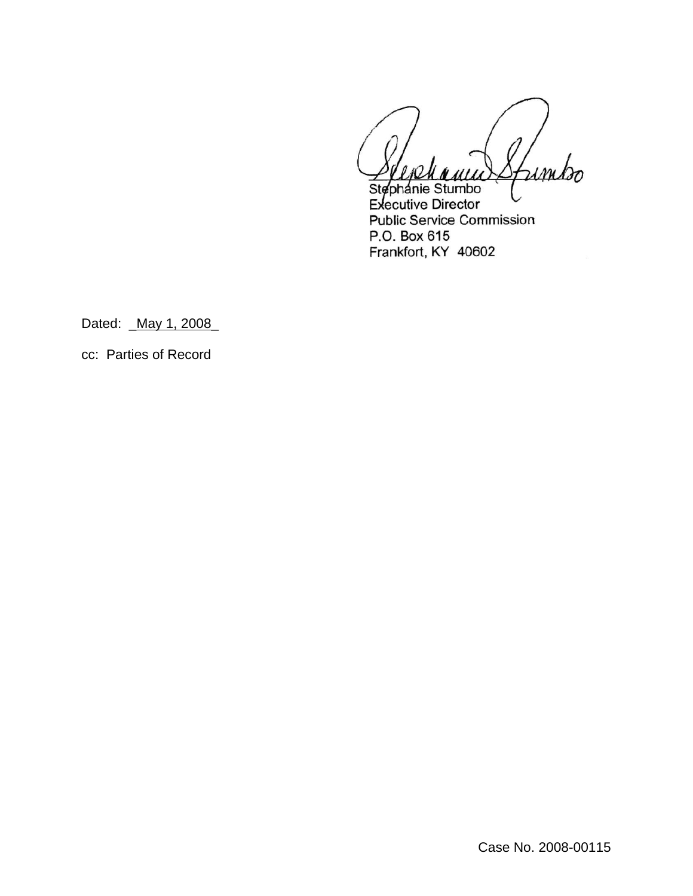Stephanie Stumbo
Executive Director
Public Service Commission
P.O. Box 615
Frankfort, KY 40602

Dated: _May 1, 2008_

cc: Parties of Record

Case No. 2008-00115